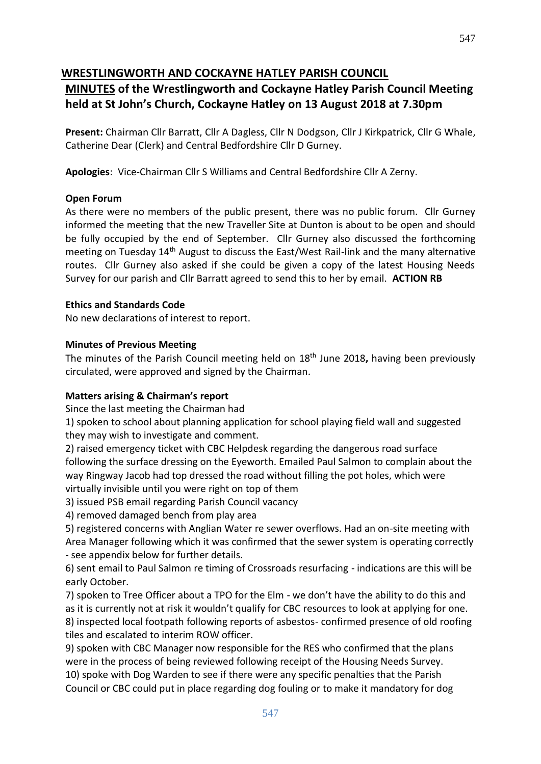## WRESTLINGWORTH AND COCKAYNE HATLEY PARISH COUNCIL

## MINUTES of the Wrestlingworth and Cockayne Hatley Parish Council Meeting held at St John's Church, Cockayne Hatley on 13 August 2018 at 7.30pm

**Present:** Chairman Cllr Barratt, Cllr A Dagless, Cllr N Dodgson, Cllr J Kirkpatrick, Cllr G Whale, Catherine Dear (Clerk) and Central Bedfordshire Cllr D Gurney.

**Apologies**: Vice-Chairman Cllr S Williams and Central Bedfordshire Cllr A Zerny.

### Open Forum

As there were no members of the public present, there was no public forum. Cllr Gurney informed the meeting that the new Traveller Site at Dunton is about to be open and should be fully occupied by the end of September. Cllr Gurney also discussed the forthcoming meeting on Tuesday 14th August to discuss the East/West Rail-link and the many alternative routes. Cllr Gurney also asked if she could be given a copy of the latest Housing Needs Survey for our parish and Cllr Barratt agreed to send this to her by email. **ACTION RB**

### Ethics and Standards Code

No new declarations of interest to report.

### Minutes of Previous Meeting

The minutes of the Parish Council meeting held on 18th June 2018**,** having been previously circulated, were approved and signed by the Chairman.

### Matters arising & Chairman's report

Since the last meeting the Chairman had

1) spoken to school about planning application for school playing field wall and suggested they may wish to investigate and comment.

2) raised emergency ticket with CBC Helpdesk regarding the dangerous road surface following the surface dressing on the Eyeworth. Emailed Paul Salmon to complain about the way Ringway Jacob had top dressed the road without filling the pot holes, which were virtually invisible until you were right on top of them

3) issued PSB email regarding Parish Council vacancy

4) removed damaged bench from play area

5) registered concerns with Anglian Water re sewer overflows. Had an on-site meeting with Area Manager following which it was confirmed that the sewer system is operating correctly - see appendix below for further details.

6) sent email to Paul Salmon re timing of Crossroads resurfacing - indications are this will be early October.

7) spoken to Tree Officer about a TPO for the Elm - we don't have the ability to do this and as it is currently not at risk it wouldn't qualify for CBC resources to look at applying for one.

8) inspected local footpath following reports of asbestos- confirmed presence of old roofing tiles and escalated to interim ROW officer.

9) spoken with CBC Manager now responsible for the RES who confirmed that the plans were in the process of being reviewed following receipt of the Housing Needs Survey.

10) spoke with Dog Warden to see if there were any specific penalties that the Parish Council or CBC could put in place regarding dog fouling or to make it mandatory for dog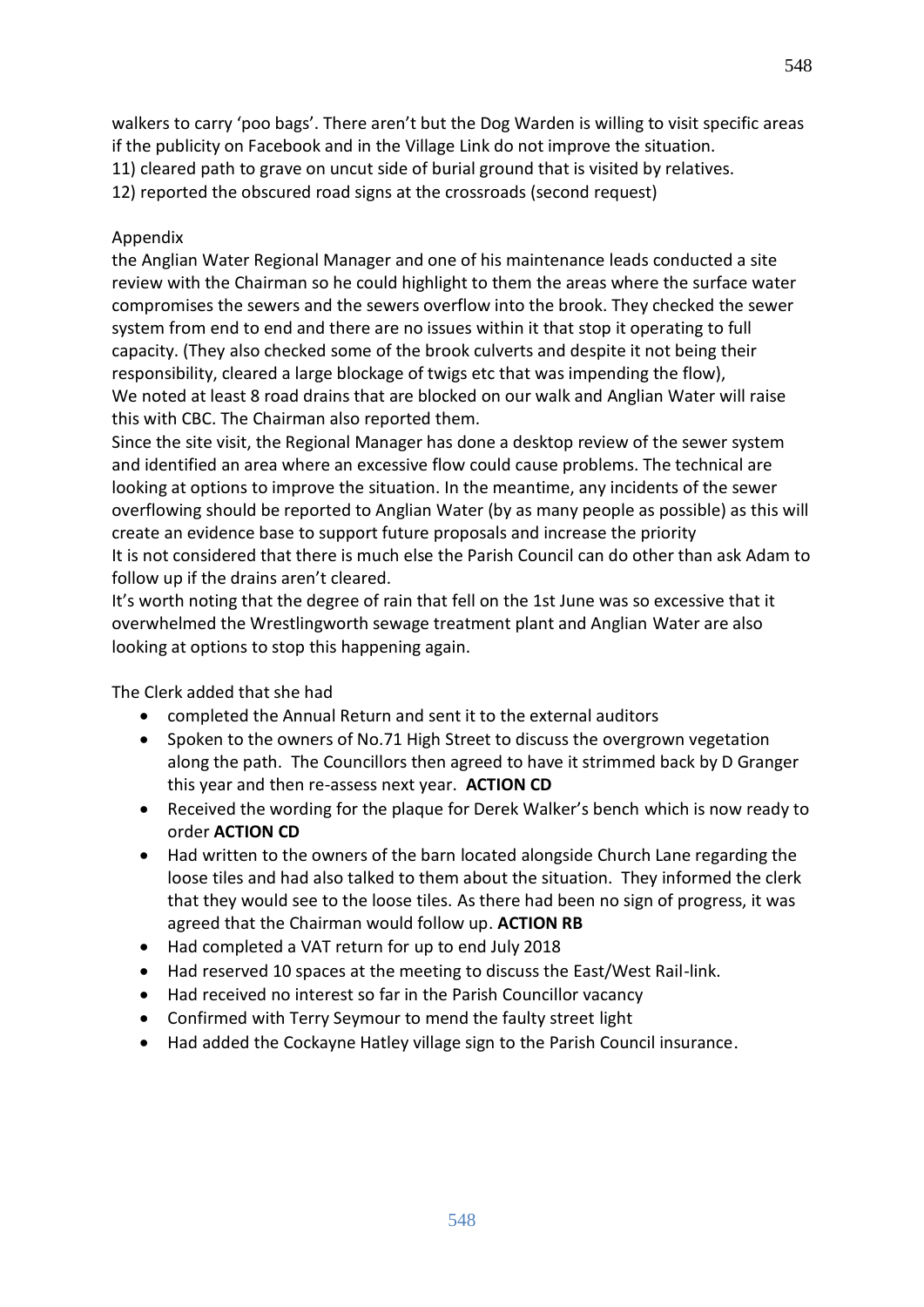walkers to carry 'poo bags'. There aren't but the Dog Warden is willing to visit specific areas if the publicity on Facebook and in the Village Link do not improve the situation.
11) cleared path to grave on uncut side of burial ground that is visited by relatives.
12) reported the obscured road signs at the crossroads (second request)

Appendix

the Anglian Water Regional Manager and one of his maintenance leads conducted a site review with the Chairman so he could highlight to them the areas where the surface water compromises the sewers and the sewers overflow into the brook. They checked the sewer system from end to end and there are no issues within it that stop it operating to full capacity. (They also checked some of the brook culverts and despite it not being their responsibility, cleared a large blockage of twigs etc that was impending the flow),
We noted at least 8 road drains that are blocked on our walk and Anglian Water will raise this with CBC. The Chairman also reported them.
Since the site visit, the Regional Manager has done a desktop review of the sewer system and identified an area where an excessive flow could cause problems. The technical are looking at options to improve the situation. In the meantime, any incidents of the sewer overflowing should be reported to Anglian Water (by as many people as possible) as this will create an evidence base to support future proposals and increase the priority
It is not considered that there is much else the Parish Council can do other than ask Adam to follow up if the drains aren't cleared.
It's worth noting that the degree of rain that fell on the 1st June was so excessive that it overwhelmed the Wrestlingworth sewage treatment plant and Anglian Water are also looking at options to stop this happening again.

The Clerk added that she had

- completed the Annual Return and sent it to the external auditors
- Spoken to the owners of No.71 High Street to discuss the overgrown vegetation along the path. The Councillors then agreed to have it strimmed back by D Granger this year and then re-assess next year. **ACTION CD**
- Received the wording for the plaque for Derek Walker's bench which is now ready to order **ACTION CD**
- Had written to the owners of the barn located alongside Church Lane regarding the loose tiles and had also talked to them about the situation. They informed the clerk that they would see to the loose tiles. As there had been no sign of progress, it was agreed that the Chairman would follow up. **ACTION RB**
- Had completed a VAT return for up to end July 2018
- Had reserved 10 spaces at the meeting to discuss the East/West Rail-link.
- Had received no interest so far in the Parish Councillor vacancy
- Confirmed with Terry Seymour to mend the faulty street light
- Had added the Cockayne Hatley village sign to the Parish Council insurance.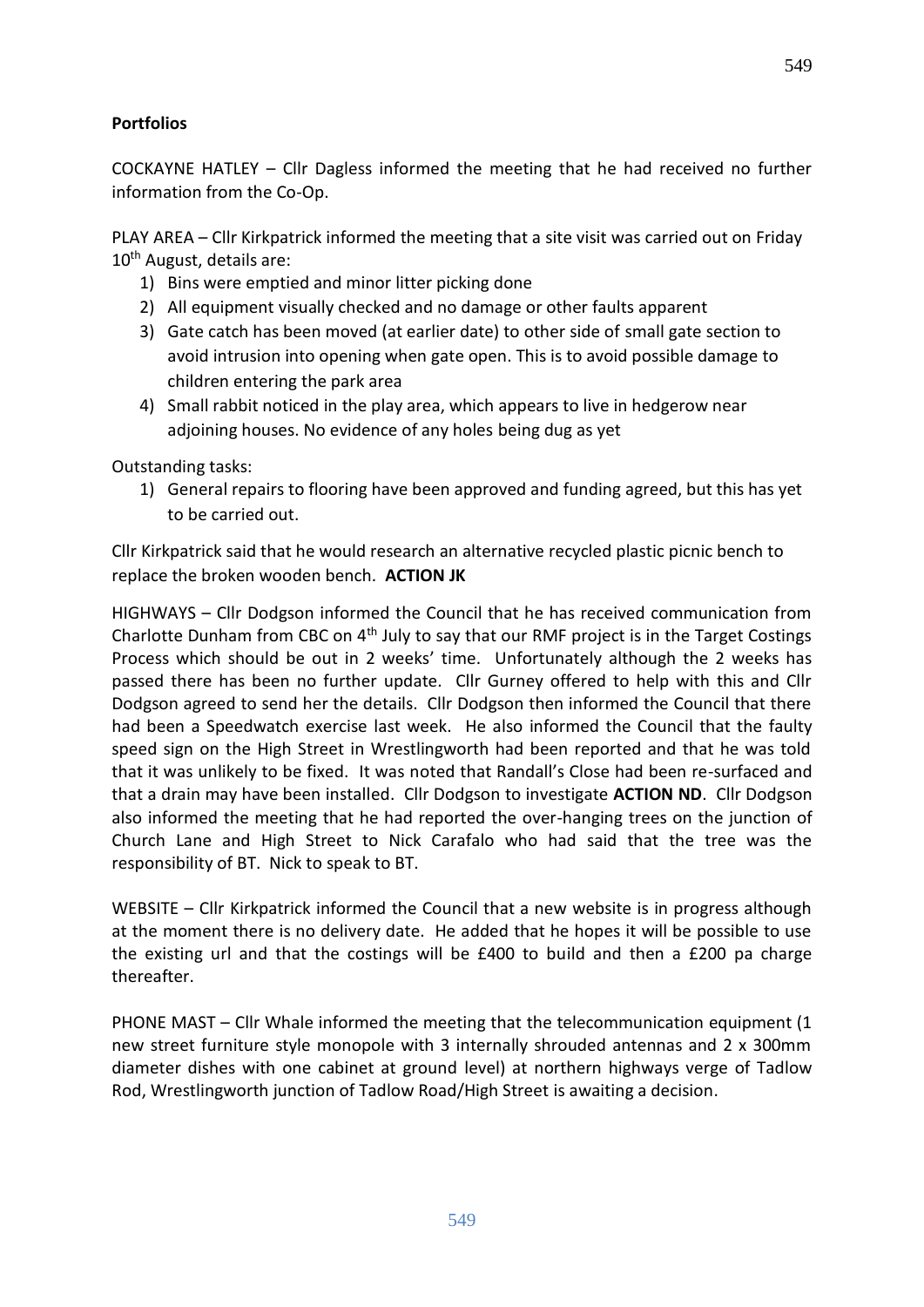**Portfolios**

COCKAYNE HATLEY – Cllr Dagless informed the meeting that he had received no further information from the Co-Op.

PLAY AREA – Cllr Kirkpatrick informed the meeting that a site visit was carried out on Friday 10th August, details are:

1) Bins were emptied and minor litter picking done
2) All equipment visually checked and no damage or other faults apparent
3) Gate catch has been moved (at earlier date) to other side of small gate section to avoid intrusion into opening when gate open. This is to avoid possible damage to children entering the park area
4) Small rabbit noticed in the play area, which appears to live in hedgerow near adjoining houses. No evidence of any holes being dug as yet

Outstanding tasks:

1) General repairs to flooring have been approved and funding agreed, but this has yet to be carried out.

Cllr Kirkpatrick said that he would research an alternative recycled plastic picnic bench to replace the broken wooden bench. **ACTION JK**

HIGHWAYS – Cllr Dodgson informed the Council that he has received communication from Charlotte Dunham from CBC on 4th July to say that our RMF project is in the Target Costings Process which should be out in 2 weeks' time. Unfortunately although the 2 weeks has passed there has been no further update. Cllr Gurney offered to help with this and Cllr Dodgson agreed to send her the details. Cllr Dodgson then informed the Council that there had been a Speedwatch exercise last week. He also informed the Council that the faulty speed sign on the High Street in Wrestlingworth had been reported and that he was told that it was unlikely to be fixed. It was noted that Randall's Close had been re-surfaced and that a drain may have been installed. Cllr Dodgson to investigate **ACTION ND**. Cllr Dodgson also informed the meeting that he had reported the over-hanging trees on the junction of Church Lane and High Street to Nick Carafalo who had said that the tree was the responsibility of BT. Nick to speak to BT.

WEBSITE – Cllr Kirkpatrick informed the Council that a new website is in progress although at the moment there is no delivery date. He added that he hopes it will be possible to use the existing url and that the costings will be £400 to build and then a £200 pa charge thereafter.

PHONE MAST – Cllr Whale informed the meeting that the telecommunication equipment (1 new street furniture style monopole with 3 internally shrouded antennas and 2 x 300mm diameter dishes with one cabinet at ground level) at northern highways verge of Tadlow Rod, Wrestlingworth junction of Tadlow Road/High Street is awaiting a decision.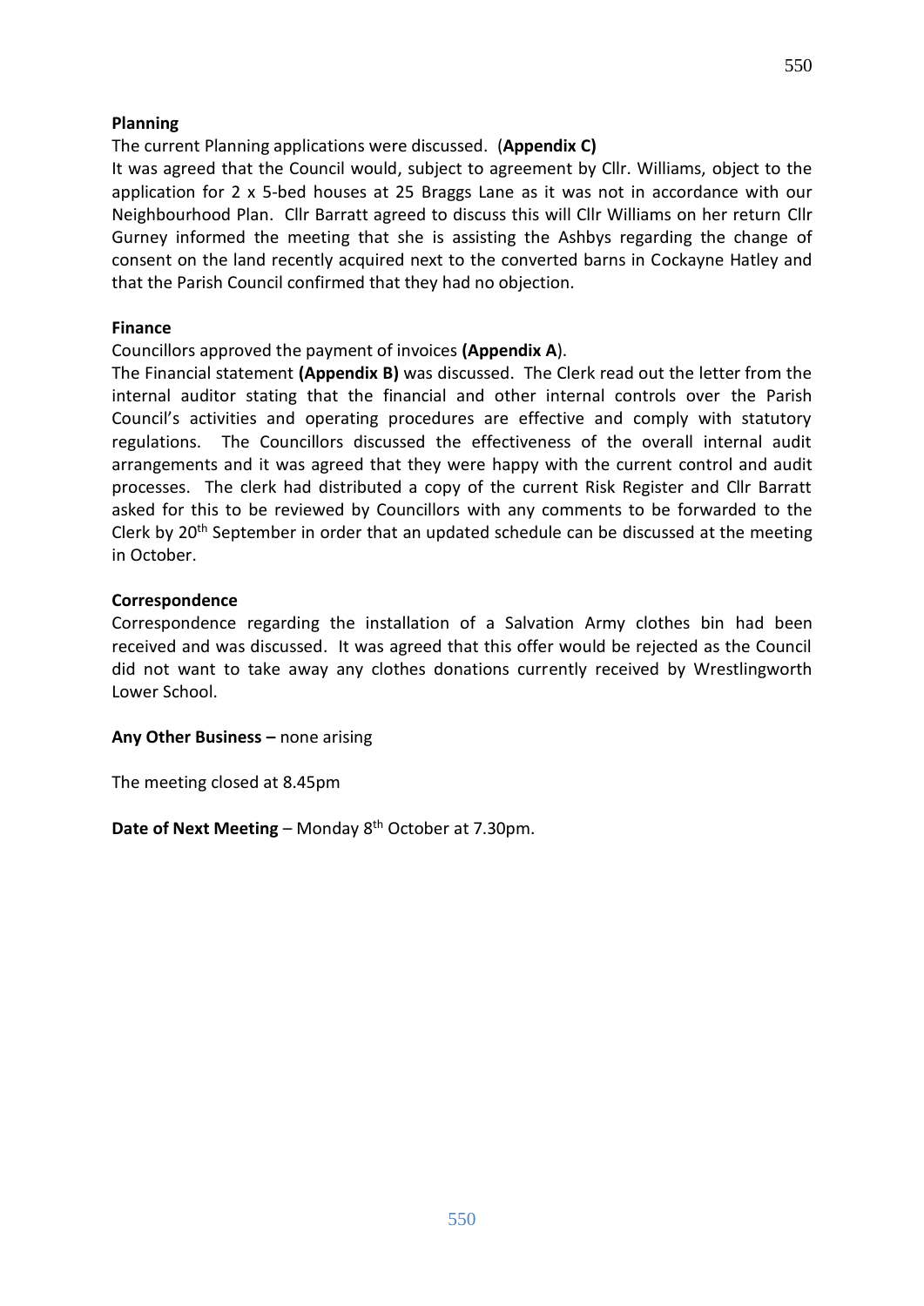**Planning**

The current Planning applications were discussed. (**Appendix C)**

It was agreed that the Council would, subject to agreement by Cllr. Williams, object to the application for 2 x 5-bed houses at 25 Braggs Lane as it was not in accordance with our Neighbourhood Plan. Cllr Barratt agreed to discuss this will Cllr Williams on her return Cllr Gurney informed the meeting that she is assisting the Ashbys regarding the change of consent on the land recently acquired next to the converted barns in Cockayne Hatley and that the Parish Council confirmed that they had no objection.

**Finance**

Councillors approved the payment of invoices **(Appendix A**).

The Financial statement **(Appendix B)** was discussed. The Clerk read out the letter from the internal auditor stating that the financial and other internal controls over the Parish Council's activities and operating procedures are effective and comply with statutory regulations. The Councillors discussed the effectiveness of the overall internal audit arrangements and it was agreed that they were happy with the current control and audit processes. The clerk had distributed a copy of the current Risk Register and Cllr Barratt asked for this to be reviewed by Councillors with any comments to be forwarded to the Clerk by 20th September in order that an updated schedule can be discussed at the meeting in October.

**Correspondence**

Correspondence regarding the installation of a Salvation Army clothes bin had been received and was discussed. It was agreed that this offer would be rejected as the Council did not want to take away any clothes donations currently received by Wrestlingworth Lower School.

**Any Other Business –** none arising

The meeting closed at 8.45pm

**Date of Next Meeting** – Monday 8th October at 7.30pm.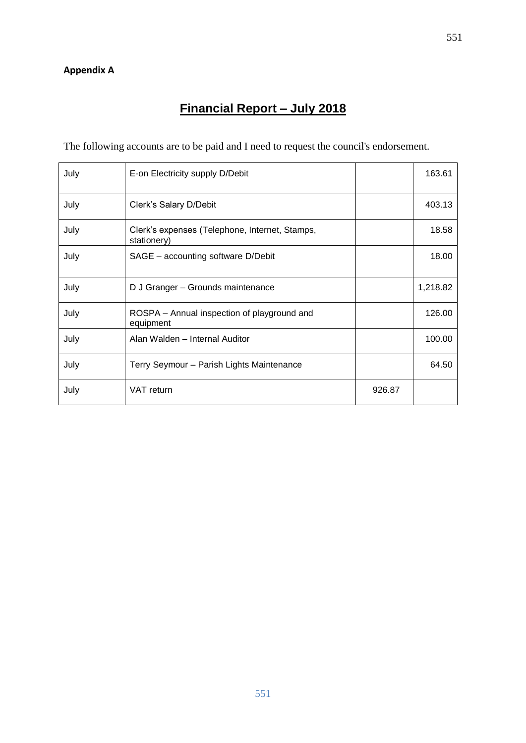**Appendix A**

# Financial Report – July 2018

The following accounts are to be paid and I need to request the council's endorsement.

| | | | |
|---|---|---|---|
| July | E-on Electricity supply D/Debit | | 163.61 |
| July | Clerk's Salary D/Debit | | 403.13 |
| July | Clerk's expenses (Telephone, Internet, Stamps, stationery) | | 18.58 |
| July | SAGE – accounting software D/Debit | | 18.00 |
| July | D J Granger – Grounds maintenance | | 1,218.82 |
| July | ROSPA – Annual inspection of playground and equipment | | 126.00 |
| July | Alan Walden – Internal Auditor | | 100.00 |
| July | Terry Seymour – Parish Lights Maintenance | | 64.50 |
| July | VAT return | 926.87 | |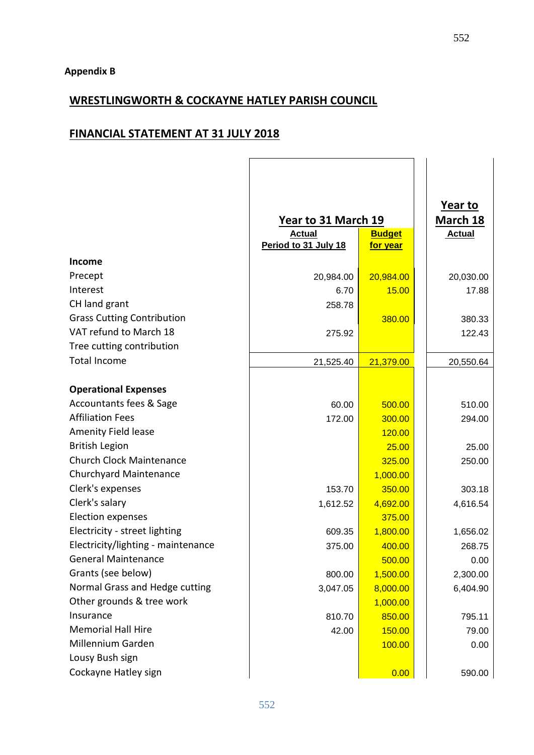**Appendix B**

## WRESTLINGWORTH & COCKAYNE HATLEY PARISH COUNCIL

## FINANCIAL STATEMENT AT 31 JULY 2018

| | Year to 31 March 19 | | Year to March 18 |
|---|---|---|---|
| | Actual Period to 31 July 18 | Budget for year | Actual |
| **Income** | | | |
| Precept | 20,984.00 | 20,984.00 | 20,030.00 |
| Interest | 6.70 | 15.00 | 17.88 |
| CH land grant | 258.78 | | |
| Grass Cutting Contribution | | 380.00 | 380.33 |
| VAT refund to March 18 | 275.92 | | 122.43 |
| Tree cutting contribution | | | |
| Total Income | 21,525.40 | 21,379.00 | 20,550.64 |
| | | | |
| **Operational Expenses** | | | |
| Accountants fees & Sage | 60.00 | 500.00 | 510.00 |
| Affiliation Fees | 172.00 | 300.00 | 294.00 |
| Amenity Field lease | | 120.00 | |
| British Legion | | 25.00 | 25.00 |
| Church Clock Maintenance | | 325.00 | 250.00 |
| Churchyard Maintenance | | 1,000.00 | |
| Clerk's expenses | 153.70 | 350.00 | 303.18 |
| Clerk's salary | 1,612.52 | 4,692.00 | 4,616.54 |
| Election expenses | | 375.00 | |
| Electricity - street lighting | 609.35 | 1,800.00 | 1,656.02 |
| Electricity/lighting - maintenance | 375.00 | 400.00 | 268.75 |
| General Maintenance | | 500.00 | 0.00 |
| Grants (see below) | 800.00 | 1,500.00 | 2,300.00 |
| Normal Grass and Hedge cutting | 3,047.05 | 8,000.00 | 6,404.90 |
| Other grounds & tree work | | 1,000.00 | |
| Insurance | 810.70 | 850.00 | 795.11 |
| Memorial Hall Hire | 42.00 | 150.00 | 79.00 |
| Millennium Garden | | 100.00 | 0.00 |
| Lousy Bush sign | | | |
| Cockayne Hatley sign | | 0.00 | 590.00 |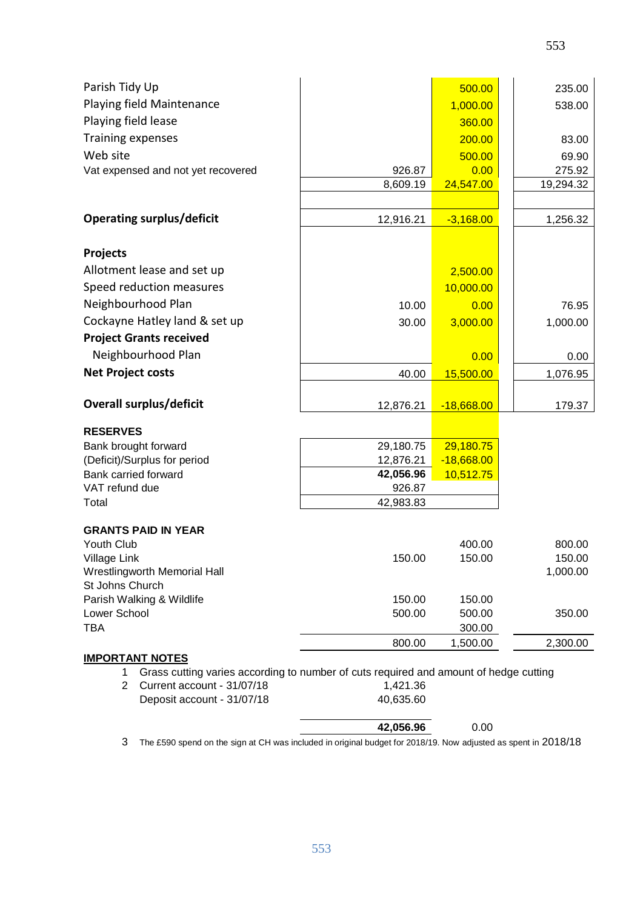| | | | |
|---|---|---|---|
| Parish Tidy Up | | 500.00 | 235.00 |
| Playing field Maintenance | | 1,000.00 | 538.00 |
| Playing field lease | | 360.00 | |
| Training expenses | | 200.00 | 83.00 |
| Web site | | 500.00 | 69.90 |
| Vat expensed and not yet recovered | 926.87 | 0.00 | 275.92 |
| | 8,609.19 | 24,547.00 | 19,294.32 |
| **Operating surplus/deficit** | 12,916.21 | -3,168.00 | 1,256.32 |
| **Projects** | | | |
| Allotment lease and set up | | 2,500.00 | |
| Speed reduction measures | | 10,000.00 | |
| Neighbourhood Plan | 10.00 | 0.00 | 76.95 |
| Cockayne Hatley land & set up | 30.00 | 3,000.00 | 1,000.00 |
| **Project Grants received** | | | |
| Neighbourhood Plan | | 0.00 | 0.00 |
| **Net Project costs** | 40.00 | 15,500.00 | 1,076.95 |
| **Overall surplus/deficit** | 12,876.21 | -18,668.00 | 179.37 |

**RESERVES**

| | | |
|---|---|---|
| Bank brought forward | 29,180.75 | 29,180.75 |
| (Deficit)/Surplus for period | 12,876.21 | -18,668.00 |
| Bank carried forward | **42,056.96** | 10,512.75 |
| VAT refund due | 926.87 | |
| Total | 42,983.83 | |

**GRANTS PAID IN YEAR**

| | | | |
|---|---|---|---|
| Youth Club | | 400.00 | 800.00 |
| Village Link | 150.00 | 150.00 | 150.00 |
| Wrestlingworth Memorial Hall | | | 1,000.00 |
| St Johns Church | | | |
| Parish Walking & Wildlife | 150.00 | 150.00 | |
| Lower School | 500.00 | 500.00 | 350.00 |
| TBA | | 300.00 | |
| | 800.00 | 1,500.00 | 2,300.00 |

**IMPORTANT NOTES**

1. Grass cutting varies according to number of cuts required and amount of hedge cutting
2. Current account - 31/07/18 1,421.36
   Deposit account - 31/07/18 40,635.60

   **42,056.96** 0.00

3. The £590 spend on the sign at CH was included in original budget for 2018/19. Now adjusted as spent in 2018/18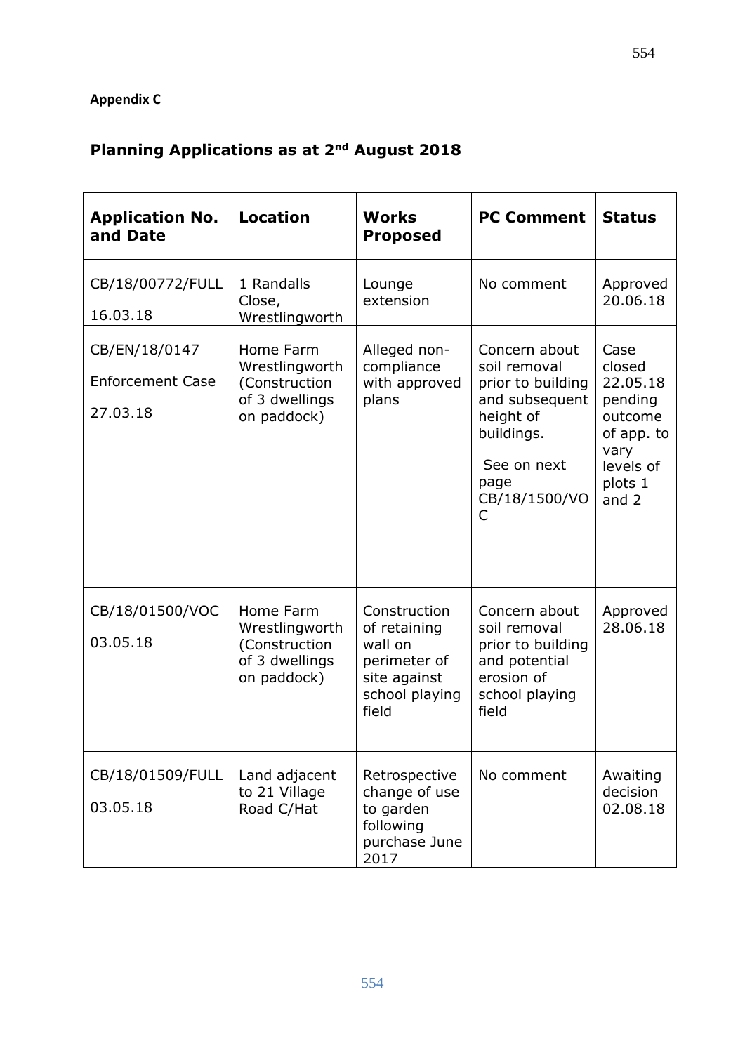**Appendix C**

## Planning Applications as at 2nd August 2018

| Application No. and Date | Location | Works Proposed | PC Comment | Status |
|---|---|---|---|---|
| CB/18/00772/FULL<br>16.03.18 | 1 Randalls Close, Wrestlingworth | Lounge extension | No comment | Approved 20.06.18 |
| CB/EN/18/0147<br>Enforcement Case<br>27.03.18 | Home Farm Wrestlingworth (Construction of 3 dwellings on paddock) | Alleged non-compliance with approved plans | Concern about soil removal prior to building and subsequent height of buildings.<br>See on next page CB/18/1500/VOC | Case closed 22.05.18 pending outcome of app. to vary levels of plots 1 and 2 |
| CB/18/01500/VOC<br>03.05.18 | Home Farm Wrestlingworth (Construction of 3 dwellings on paddock) | Construction of retaining wall on perimeter of site against school playing field | Concern about soil removal prior to building and potential erosion of school playing field | Approved 28.06.18 |
| CB/18/01509/FULL<br>03.05.18 | Land adjacent to 21 Village Road C/Hat | Retrospective change of use to garden following purchase June 2017 | No comment | Awaiting decision 02.08.18 |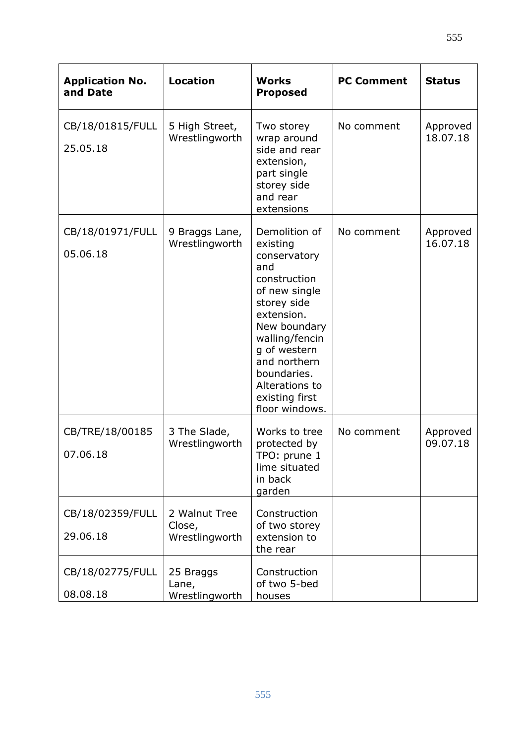| Application No. and Date | Location | Works Proposed | PC Comment | Status |
|---|---|---|---|---|
| CB/18/01815/FULL 25.05.18 | 5 High Street, Wrestlingworth | Two storey wrap around side and rear extension, part single storey side and rear extensions | No comment | Approved 18.07.18 |
| CB/18/01971/FULL 05.06.18 | 9 Braggs Lane, Wrestlingworth | Demolition of existing conservatory and construction of new single storey side extension. New boundary walling/fencing of western and northern boundaries. Alterations to existing first floor windows. | No comment | Approved 16.07.18 |
| CB/TRE/18/00185 07.06.18 | 3 The Slade, Wrestlingworth | Works to tree protected by TPO: prune 1 lime situated in back garden | No comment | Approved 09.07.18 |
| CB/18/02359/FULL 29.06.18 | 2 Walnut Tree Close, Wrestlingworth | Construction of two storey extension to the rear | | |
| CB/18/02775/FULL 08.08.18 | 25 Braggs Lane, Wrestlingworth | Construction of two 5-bed houses | | |